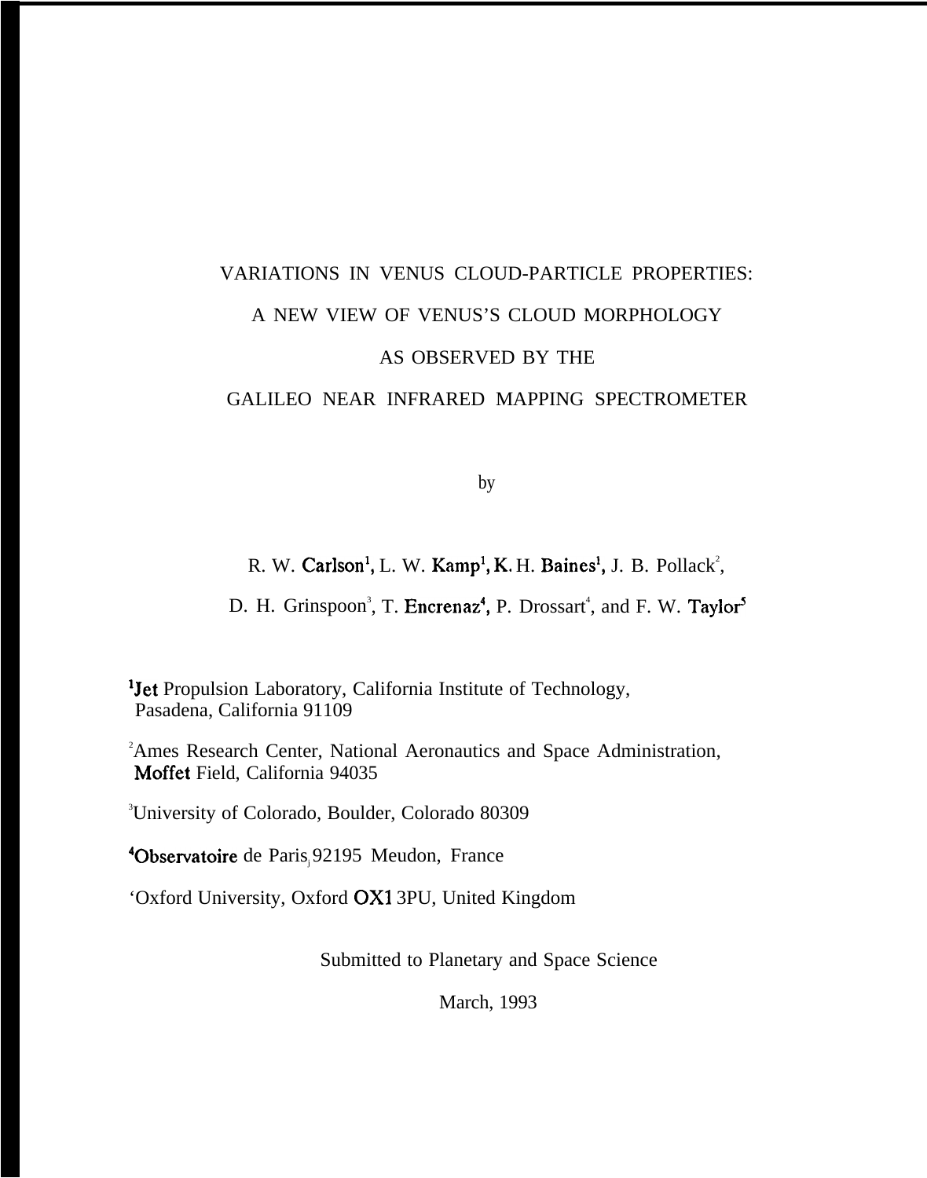# VARIATIONS IN VENUS CLOUD-PARTICLE PROPERTIES: A NEW VIEW OF VENUS'S CLOUD MORPHOLOGY AS OBSERVED BY THE GALILEO NEAR INFRARED MAPPING SPECTROMETER

by

R. W. Carlson[1], L. W. Kamp[1], K. H. Baines[1], J. B. Pollack[2], D. H. Grinspoon[3], T. Encrenaz[4], P. Drossart[4], and F. W. Taylor[5]

[1]Jet Propulsion Laboratory, California Institute of Technology, Pasadena, California 91109

[2]Ames Research Center, National Aeronautics and Space Administration, Moffet Field, California 94035

[3]University of Colorado, Boulder, Colorado 80309

[4]Observatoire de Paris, 92195 Meudon, France

[5]Oxford University, Oxford OX1 3PU, United Kingdom

Submitted to Planetary and Space Science

March, 1993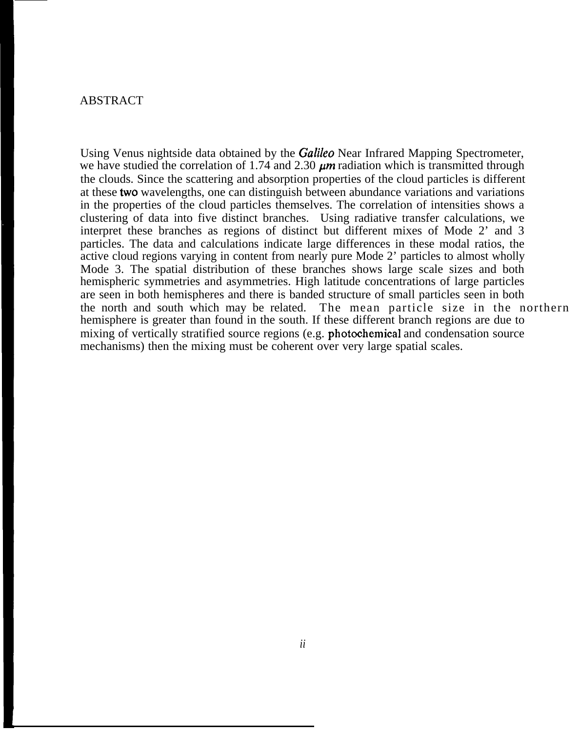# ABSTRACT

Using Venus nightside data obtained by the *Galileo* Near Infrared Mapping Spectrometer, we have studied the correlation of 1.74 and 2.30 $\mu m$ radiation which is transmitted through the clouds. Since the scattering and absorption properties of the cloud particles is different at these two wavelengths, one can distinguish between abundance variations and variations in the properties of the cloud particles themselves. The correlation of intensities shows a clustering of data into five distinct branches. Using radiative transfer calculations, we interpret these branches as regions of distinct but different mixes of Mode 2' and 3 particles. The data and calculations indicate large differences in these modal ratios, the active cloud regions varying in content from nearly pure Mode 2' particles to almost wholly Mode 3. The spatial distribution of these branches shows large scale sizes and both hemispheric symmetries and asymmetries. High latitude concentrations of large particles are seen in both hemispheres and there is banded structure of small particles seen in both the north and south which may be related. The mean particle size in the northern hemisphere is greater than found in the south. If these different branch regions are due to mixing of vertically stratified source regions (e.g. photochemical and condensation source mechanisms) then the mixing must be coherent over very large spatial scales.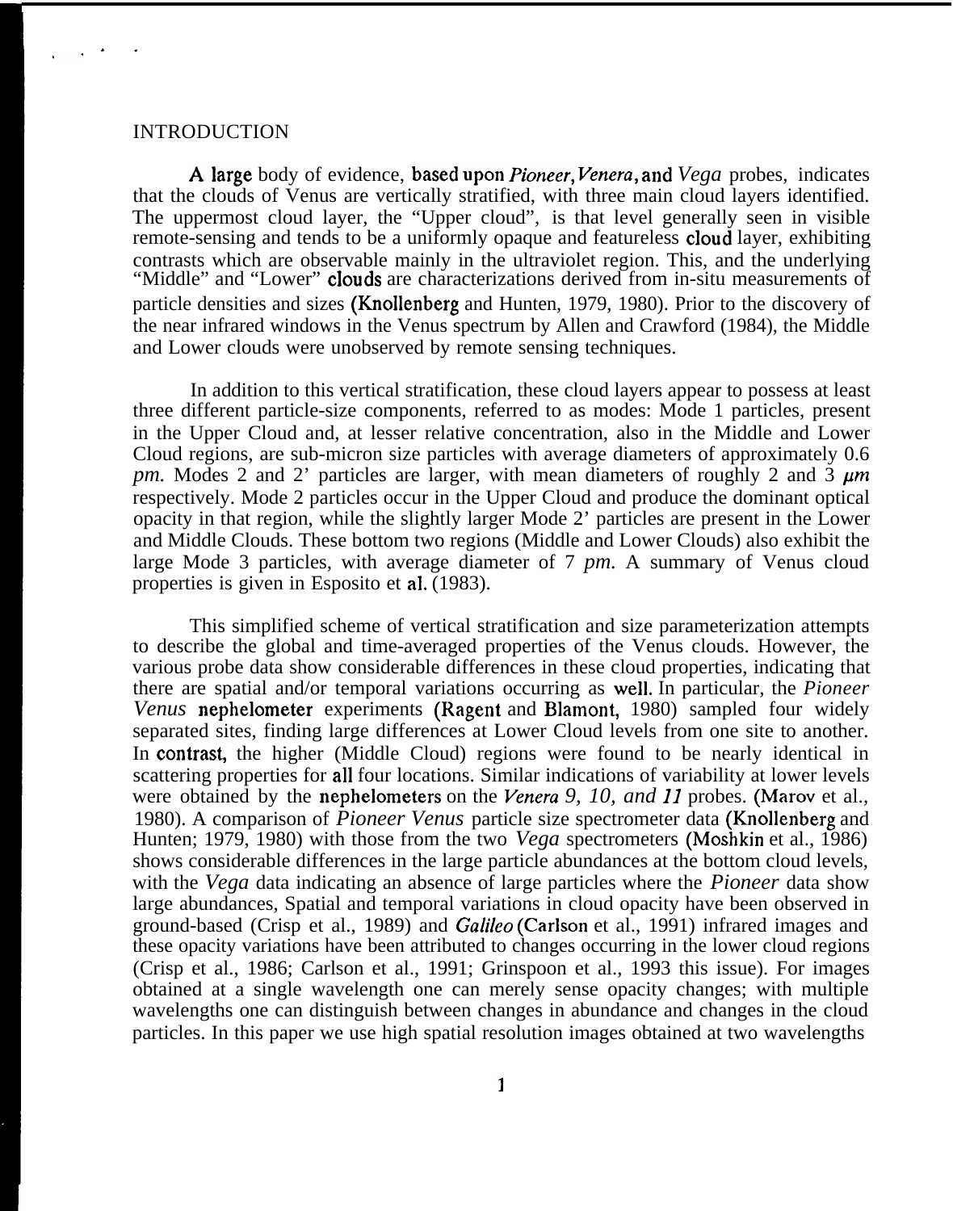# INTRODUCTION

A large body of evidence, based upon *Pioneer, Venera,* and *Vega* probes, indicates that the clouds of Venus are vertically stratified, with three main cloud layers identified. The uppermost cloud layer, the "Upper cloud", is that level generally seen in visible remote-sensing and tends to be a uniformly opaque and featureless cloud layer, exhibiting contrasts which are observable mainly in the ultraviolet region. This, and the underlying "Middle" and "Lower" clouds are characterizations derived from in-situ measurements of particle densities and sizes (Knollenberg and Hunten, 1979, 1980). Prior to the discovery of the near infrared windows in the Venus spectrum by Allen and Crawford (1984), the Middle and Lower clouds were unobserved by remote sensing techniques.

In addition to this vertical stratification, these cloud layers appear to possess at least three different particle-size components, referred to as modes: Mode 1 particles, present in the Upper Cloud and, at lesser relative concentration, also in the Middle and Lower Cloud regions, are sub-micron size particles with average diameters of approximately 0.6 *pm.* Modes 2 and 2' particles are larger, with mean diameters of roughly 2 and 3 $\mu m$ respectively. Mode 2 particles occur in the Upper Cloud and produce the dominant optical opacity in that region, while the slightly larger Mode 2' particles are present in the Lower and Middle Clouds. These bottom two regions (Middle and Lower Clouds) also exhibit the large Mode 3 particles, with average diameter of 7 *pm.* A summary of Venus cloud properties is given in Esposito et al. (1983).

This simplified scheme of vertical stratification and size parameterization attempts to describe the global and time-averaged properties of the Venus clouds. However, the various probe data show considerable differences in these cloud properties, indicating that there are spatial and/or temporal variations occurring as well. In particular, the *Pioneer Venus* nephelometer experiments (Ragent and Blamont, 1980) sampled four widely separated sites, finding large differences at Lower Cloud levels from one site to another. In contrast, the higher (Middle Cloud) regions were found to be nearly identical in scattering properties for all four locations. Similar indications of variability at lower levels were obtained by the nephelometers on the *Venera 9, 10, and 11* probes. (Marov et al., 1980). A comparison of *Pioneer Venus* particle size spectrometer data (Knollenberg and Hunten; 1979, 1980) with those from the two *Vega* spectrometers (Moshkin et al., 1986) shows considerable differences in the large particle abundances at the bottom cloud levels, with the *Vega* data indicating an absence of large particles where the *Pioneer* data show large abundances, Spatial and temporal variations in cloud opacity have been observed in ground-based (Crisp et al., 1989) and *Galileo* (Carlson et al., 1991) infrared images and these opacity variations have been attributed to changes occurring in the lower cloud regions (Crisp et al., 1986; Carlson et al., 1991; Grinspoon et al., 1993 this issue). For images obtained at a single wavelength one can merely sense opacity changes; with multiple wavelengths one can distinguish between changes in abundance and changes in the cloud particles. In this paper we use high spatial resolution images obtained at two wavelengths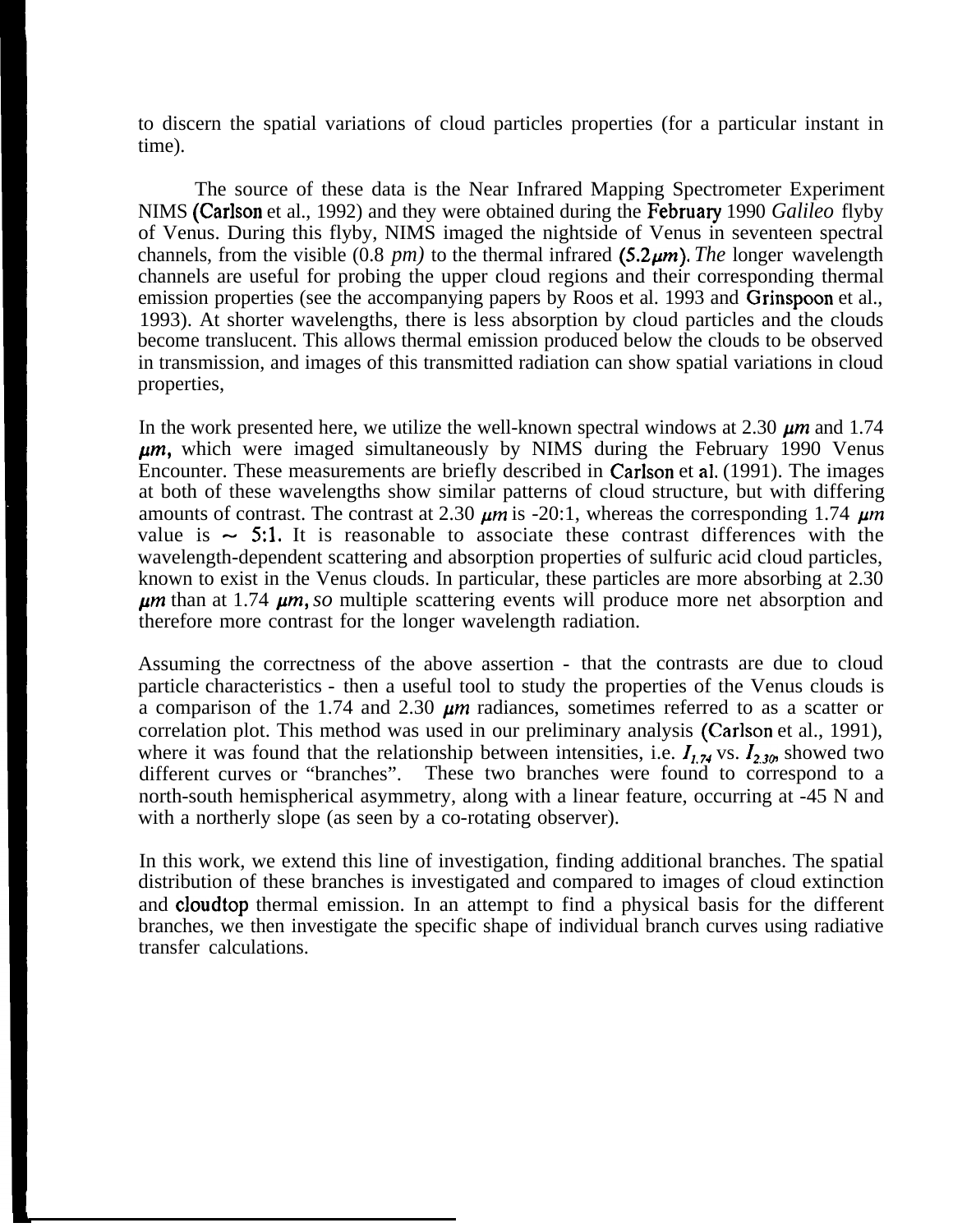to discern the spatial variations of cloud particles properties (for a particular instant in time).

The source of these data is the Near Infrared Mapping Spectrometer Experiment NIMS (Carlson et al., 1992) and they were obtained during the February 1990 *Galileo* flyby of Venus. During this flyby, NIMS imaged the nightside of Venus in seventeen spectral channels, from the visible (0.8 *pm)* to the thermal infrared (5.2$\mu m$). *The* longer wavelength channels are useful for probing the upper cloud regions and their corresponding thermal emission properties (see the accompanying papers by Roos et al. 1993 and Grinspoon et al., 1993). At shorter wavelengths, there is less absorption by cloud particles and the clouds become translucent. This allows thermal emission produced below the clouds to be observed in transmission, and images of this transmitted radiation can show spatial variations in cloud properties,

In the work presented here, we utilize the well-known spectral windows at 2.30 $\mu m$ and 1.74 $\mu m$, which were imaged simultaneously by NIMS during the February 1990 Venus Encounter. These measurements are briefly described in Carlson et al. (1991). The images at both of these wavelengths show similar patterns of cloud structure, but with differing amounts of contrast. The contrast at 2.30 $\mu m$ is -20:1, whereas the corresponding 1.74 $\mu m$ value is ~ 5:1. It is reasonable to associate these contrast differences with the wavelength-dependent scattering and absorption properties of sulfuric acid cloud particles, known to exist in the Venus clouds. In particular, these particles are more absorbing at 2.30 $\mu m$ than at 1.74 $\mu m$, *so* multiple scattering events will produce more net absorption and therefore more contrast for the longer wavelength radiation.

Assuming the correctness of the above assertion - that the contrasts are due to cloud particle characteristics - then a useful tool to study the properties of the Venus clouds is a comparison of the 1.74 and 2.30 $\mu m$ radiances, sometimes referred to as a scatter or correlation plot. This method was used in our preliminary analysis (Carlson et al., 1991), where it was found that the relationship between intensities, i.e. $I_{1.74}$ vs. $I_{2.30}$, showed two different curves or "branches". These two branches were found to correspond to a north-south hemispherical asymmetry, along with a linear feature, occurring at -45 N and with a northerly slope (as seen by a co-rotating observer).

In this work, we extend this line of investigation, finding additional branches. The spatial distribution of these branches is investigated and compared to images of cloud extinction and cloudtop thermal emission. In an attempt to find a physical basis for the different branches, we then investigate the specific shape of individual branch curves using radiative transfer calculations.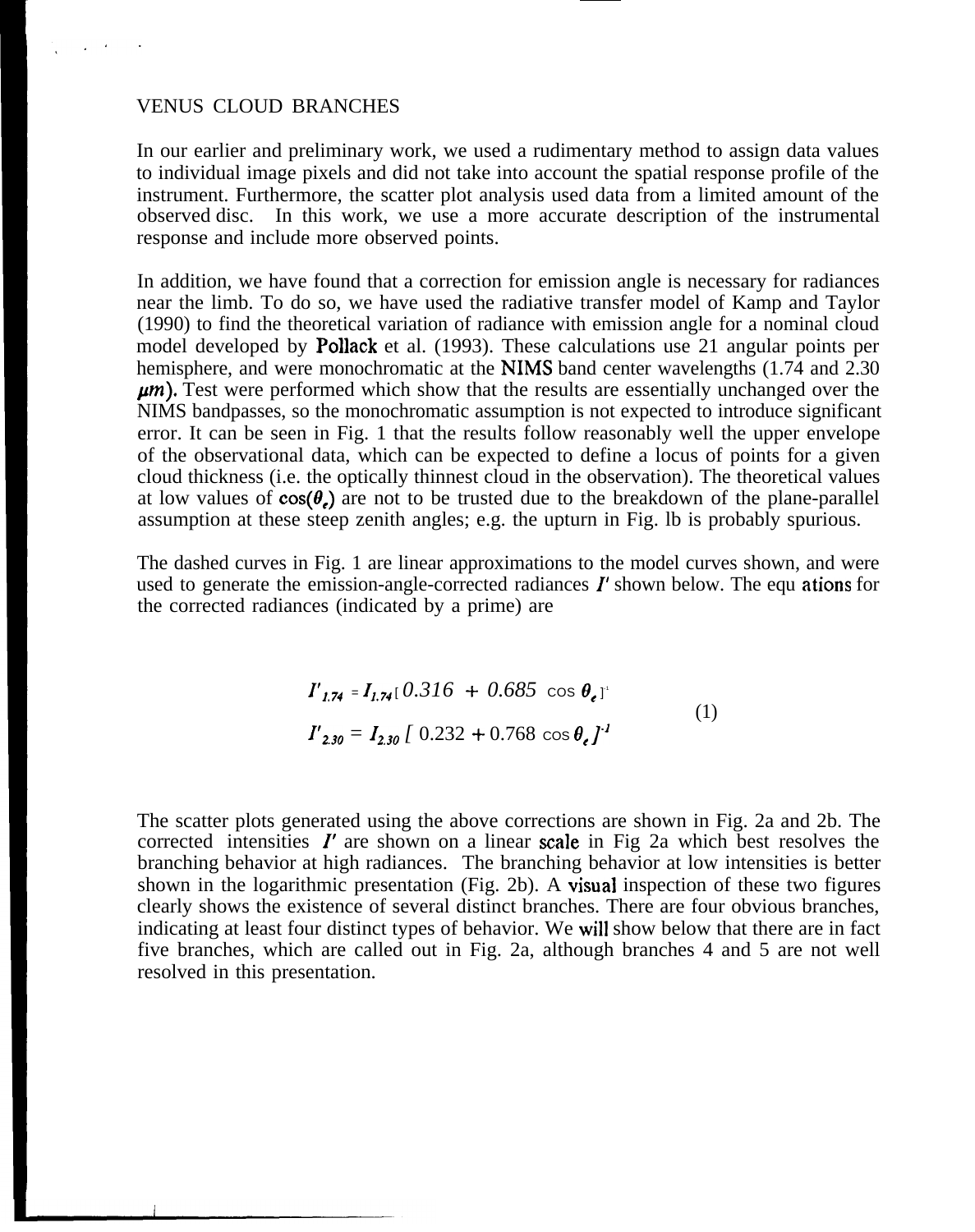# VENUS CLOUD BRANCHES

In our earlier and preliminary work, we used a rudimentary method to assign data values to individual image pixels and did not take into account the spatial response profile of the instrument. Furthermore, the scatter plot analysis used data from a limited amount of the observed disc. In this work, we use a more accurate description of the instrumental response and include more observed points.

In addition, we have found that a correction for emission angle is necessary for radiances near the limb. To do so, we have used the radiative transfer model of Kamp and Taylor (1990) to find the theoretical variation of radiance with emission angle for a nominal cloud model developed by Pollack et al. (1993). These calculations use 21 angular points per hemisphere, and were monochromatic at the NIMS band center wavelengths (1.74 and 2.30 $\mu m$). Test were performed which show that the results are essentially unchanged over the NIMS bandpasses, so the monochromatic assumption is not expected to introduce significant error. It can be seen in Fig. 1 that the results follow reasonably well the upper envelope of the observational data, which can be expected to define a locus of points for a given cloud thickness (i.e. the optically thinnest cloud in the observation). The theoretical values at low values of $\cos(\theta_e)$ are not to be trusted due to the breakdown of the plane-parallel assumption at these steep zenith angles; e.g. the upturn in Fig. 1b is probably spurious.

The dashed curves in Fig. 1 are linear approximations to the model curves shown, and were used to generate the emission-angle-corrected radiances $I'$ shown below. The equations for the corrected radiances (indicated by a prime) are

$$I'_{1.74} = I_{1.74} [\, 0.316 + 0.685 \cos \theta_e \,]^{-1}$$
$$I'_{2.30} = I_{2.30} [\, 0.232 + 0.768 \cos \theta_e \,]^{-1} \qquad (1)$$

The scatter plots generated using the above corrections are shown in Fig. 2a and 2b. The corrected intensities $I'$ are shown on a linear scale in Fig 2a which best resolves the branching behavior at high radiances. The branching behavior at low intensities is better shown in the logarithmic presentation (Fig. 2b). A visual inspection of these two figures clearly shows the existence of several distinct branches. There are four obvious branches, indicating at least four distinct types of behavior. We will show below that there are in fact five branches, which are called out in Fig. 2a, although branches 4 and 5 are not well resolved in this presentation.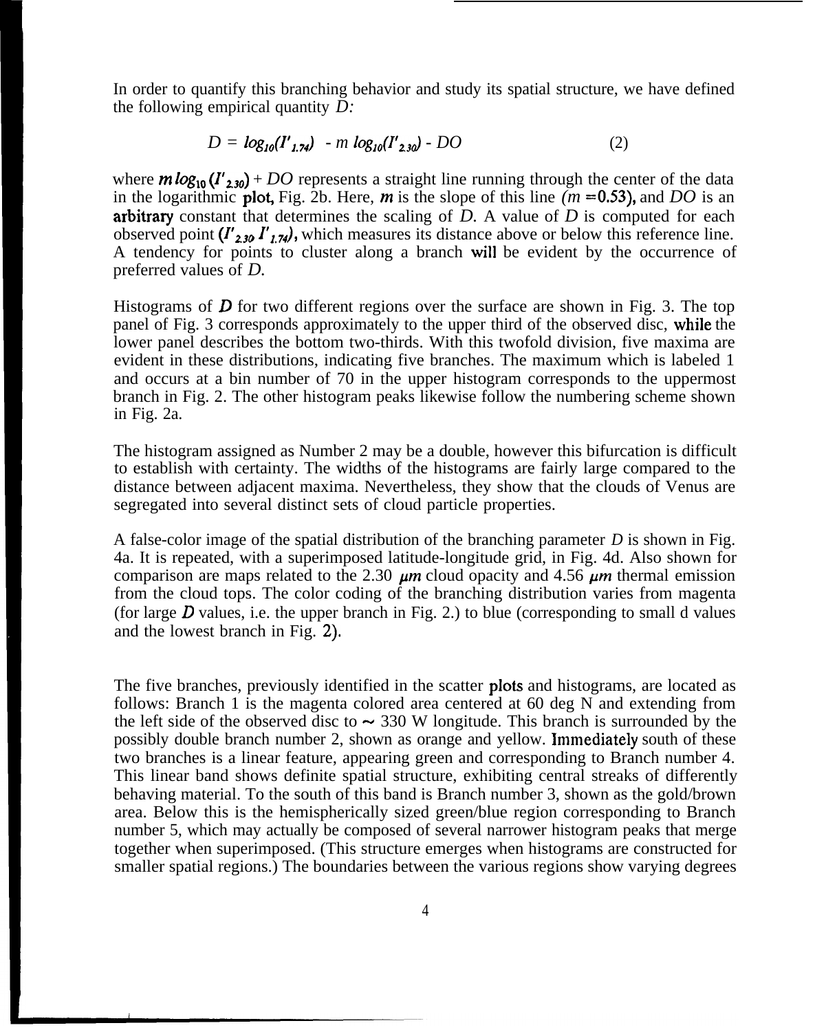In order to quantify this branching behavior and study its spatial structure, we have defined the following empirical quantity *D:*

$$D = \log_{10}(I'_{1.74}) - m \log_{10}(I'_{2.30}) - DO \qquad (2)$$

where $m \log_{10}(I'_{2.30}) + DO$ represents a straight line running through the center of the data in the logarithmic plot, Fig. 2b. Here, $m$ is the slope of this line ($m = 0.53$), and *DO* is an arbitrary constant that determines the scaling of *D*. A value of *D* is computed for each observed point $(I'_{2.30}, I'_{1.74})$, which measures its distance above or below this reference line. A tendency for points to cluster along a branch will be evident by the occurrence of preferred values of *D*.

Histograms of *D* for two different regions over the surface are shown in Fig. 3. The top panel of Fig. 3 corresponds approximately to the upper third of the observed disc, while the lower panel describes the bottom two-thirds. With this twofold division, five maxima are evident in these distributions, indicating five branches. The maximum which is labeled 1 and occurs at a bin number of 70 in the upper histogram corresponds to the uppermost branch in Fig. 2. The other histogram peaks likewise follow the numbering scheme shown in Fig. 2a.

The histogram assigned as Number 2 may be a double, however this bifurcation is difficult to establish with certainty. The widths of the histograms are fairly large compared to the distance between adjacent maxima. Nevertheless, they show that the clouds of Venus are segregated into several distinct sets of cloud particle properties.

A false-color image of the spatial distribution of the branching parameter *D* is shown in Fig. 4a. It is repeated, with a superimposed latitude-longitude grid, in Fig. 4d. Also shown for comparison are maps related to the 2.30 $\mu m$ cloud opacity and 4.56 $\mu m$ thermal emission from the cloud tops. The color coding of the branching distribution varies from magenta (for large *D* values, i.e. the upper branch in Fig. 2.) to blue (corresponding to small d values and the lowest branch in Fig. 2).

The five branches, previously identified in the scatter plots and histograms, are located as follows: Branch 1 is the magenta colored area centered at 60 deg N and extending from the left side of the observed disc to ~ 330 W longitude. This branch is surrounded by the possibly double branch number 2, shown as orange and yellow. Immediately south of these two branches is a linear feature, appearing green and corresponding to Branch number 4. This linear band shows definite spatial structure, exhibiting central streaks of differently behaving material. To the south of this band is Branch number 3, shown as the gold/brown area. Below this is the hemispherically sized green/blue region corresponding to Branch number 5, which may actually be composed of several narrower histogram peaks that merge together when superimposed. (This structure emerges when histograms are constructed for smaller spatial regions.) The boundaries between the various regions show varying degrees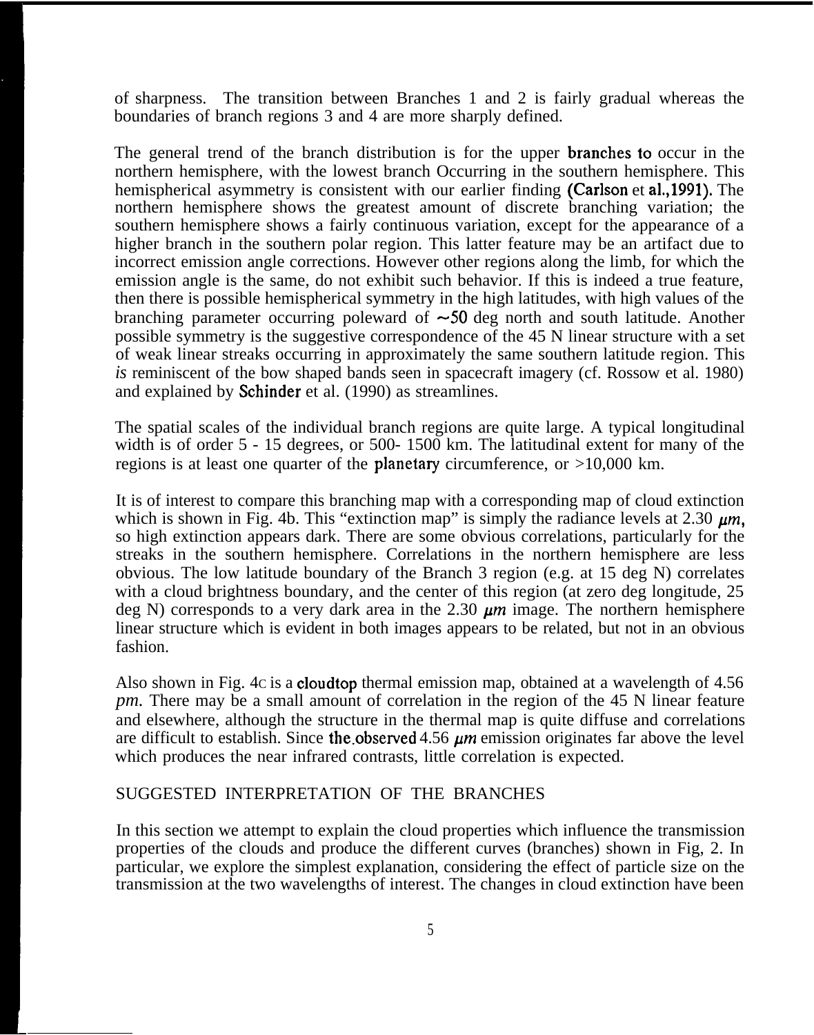of sharpness. The transition between Branches 1 and 2 is fairly gradual whereas the boundaries of branch regions 3 and 4 are more sharply defined.

The general trend of the branch distribution is for the upper branches to occur in the northern hemisphere, with the lowest branch Occurring in the southern hemisphere. This hemispherical asymmetry is consistent with our earlier finding (Carlson et al.,1991). The northern hemisphere shows the greatest amount of discrete branching variation; the southern hemisphere shows a fairly continuous variation, except for the appearance of a higher branch in the southern polar region. This latter feature may be an artifact due to incorrect emission angle corrections. However other regions along the limb, for which the emission angle is the same, do not exhibit such behavior. If this is indeed a true feature, then there is possible hemispherical symmetry in the high latitudes, with high values of the branching parameter occurring poleward of ~50 deg north and south latitude. Another possible symmetry is the suggestive correspondence of the 45 N linear structure with a set of weak linear streaks occurring in approximately the same southern latitude region. This *is* reminiscent of the bow shaped bands seen in spacecraft imagery (cf. Rossow et al. 1980) and explained by Schinder et al. (1990) as streamlines.

The spatial scales of the individual branch regions are quite large. A typical longitudinal width is of order 5 - 15 degrees, or 500- 1500 km. The latitudinal extent for many of the regions is at least one quarter of the planetary circumference, or >10,000 km.

It is of interest to compare this branching map with a corresponding map of cloud extinction which is shown in Fig. 4b. This "extinction map" is simply the radiance levels at 2.30 $\mu m$, so high extinction appears dark. There are some obvious correlations, particularly for the streaks in the southern hemisphere. Correlations in the northern hemisphere are less obvious. The low latitude boundary of the Branch 3 region (e.g. at 15 deg N) correlates with a cloud brightness boundary, and the center of this region (at zero deg longitude, 25 deg N) corresponds to a very dark area in the 2.30 $\mu m$ image. The northern hemisphere linear structure which is evident in both images appears to be related, but not in an obvious fashion.

Also shown in Fig. 4c is a cloudtop thermal emission map, obtained at a wavelength of 4.56 *pm.* There may be a small amount of correlation in the region of the 45 N linear feature and elsewhere, although the structure in the thermal map is quite diffuse and correlations are difficult to establish. Since the observed 4.56 $\mu m$ emission originates far above the level which produces the near infrared contrasts, little correlation is expected.

## SUGGESTED INTERPRETATION OF THE BRANCHES

In this section we attempt to explain the cloud properties which influence the transmission properties of the clouds and produce the different curves (branches) shown in Fig, 2. In particular, we explore the simplest explanation, considering the effect of particle size on the transmission at the two wavelengths of interest. The changes in cloud extinction have been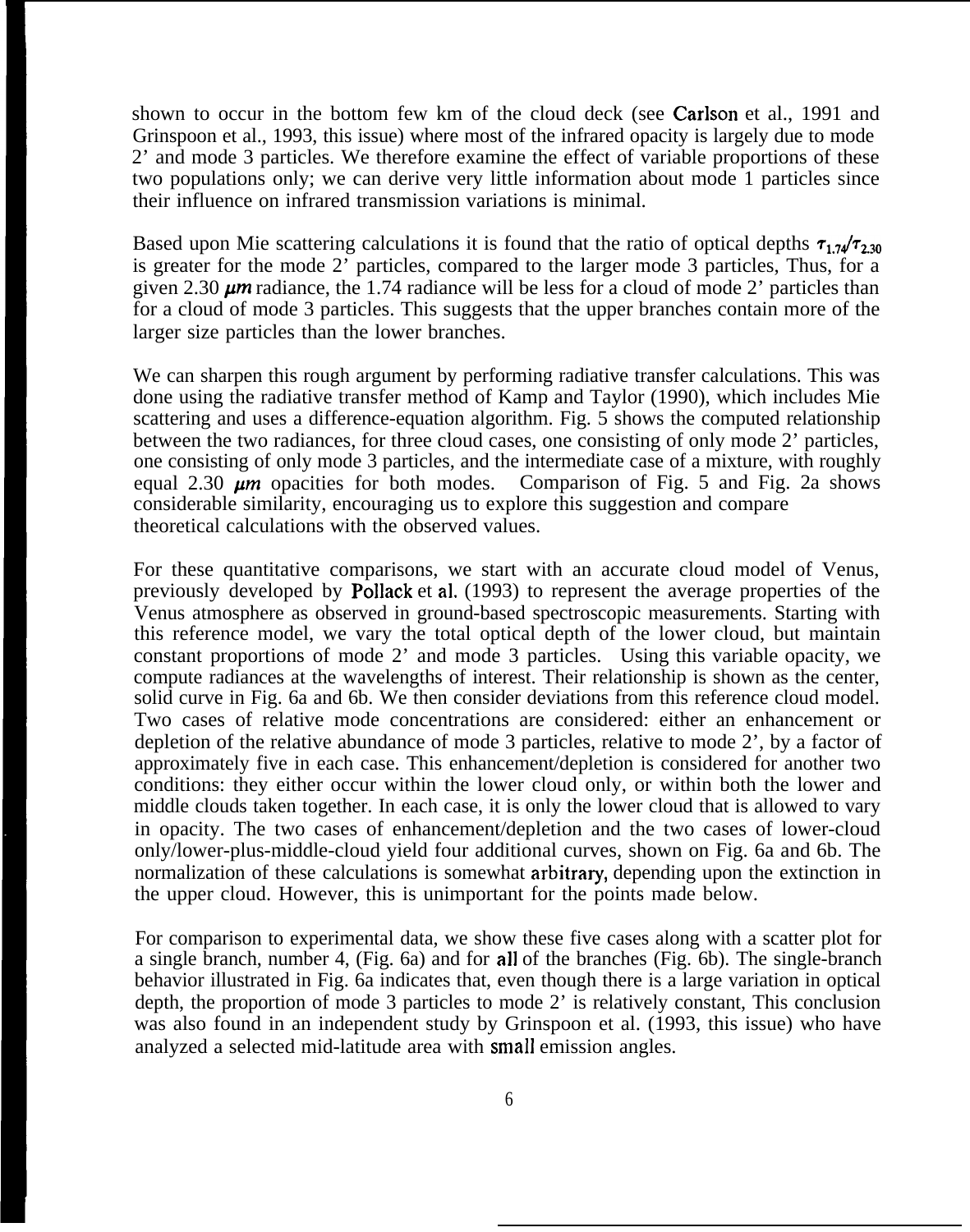shown to occur in the bottom few km of the cloud deck (see Carlson et al., 1991 and Grinspoon et al., 1993, this issue) where most of the infrared opacity is largely due to mode 2' and mode 3 particles. We therefore examine the effect of variable proportions of these two populations only; we can derive very little information about mode 1 particles since their influence on infrared transmission variations is minimal.

Based upon Mie scattering calculations it is found that the ratio of optical depths $\tau_{1.74}/\tau_{2.30}$ is greater for the mode 2' particles, compared to the larger mode 3 particles, Thus, for a given 2.30 $\mu m$ radiance, the 1.74 radiance will be less for a cloud of mode 2' particles than for a cloud of mode 3 particles. This suggests that the upper branches contain more of the larger size particles than the lower branches.

We can sharpen this rough argument by performing radiative transfer calculations. This was done using the radiative transfer method of Kamp and Taylor (1990), which includes Mie scattering and uses a difference-equation algorithm. Fig. 5 shows the computed relationship between the two radiances, for three cloud cases, one consisting of only mode 2' particles, one consisting of only mode 3 particles, and the intermediate case of a mixture, with roughly equal 2.30 $\mu m$ opacities for both modes. Comparison of Fig. 5 and Fig. 2a shows considerable similarity, encouraging us to explore this suggestion and compare theoretical calculations with the observed values.

For these quantitative comparisons, we start with an accurate cloud model of Venus, previously developed by Pollack et al. (1993) to represent the average properties of the Venus atmosphere as observed in ground-based spectroscopic measurements. Starting with this reference model, we vary the total optical depth of the lower cloud, but maintain constant proportions of mode 2' and mode 3 particles. Using this variable opacity, we compute radiances at the wavelengths of interest. Their relationship is shown as the center, solid curve in Fig. 6a and 6b. We then consider deviations from this reference cloud model. Two cases of relative mode concentrations are considered: either an enhancement or depletion of the relative abundance of mode 3 particles, relative to mode 2', by a factor of approximately five in each case. This enhancement/depletion is considered for another two conditions: they either occur within the lower cloud only, or within both the lower and middle clouds taken together. In each case, it is only the lower cloud that is allowed to vary in opacity. The two cases of enhancement/depletion and the two cases of lower-cloud only/lower-plus-middle-cloud yield four additional curves, shown on Fig. 6a and 6b. The normalization of these calculations is somewhat arbitrary, depending upon the extinction in the upper cloud. However, this is unimportant for the points made below.

For comparison to experimental data, we show these five cases along with a scatter plot for a single branch, number 4, (Fig. 6a) and for all of the branches (Fig. 6b). The single-branch behavior illustrated in Fig. 6a indicates that, even though there is a large variation in optical depth, the proportion of mode 3 particles to mode 2' is relatively constant, This conclusion was also found in an independent study by Grinspoon et al. (1993, this issue) who have analyzed a selected mid-latitude area with small emission angles.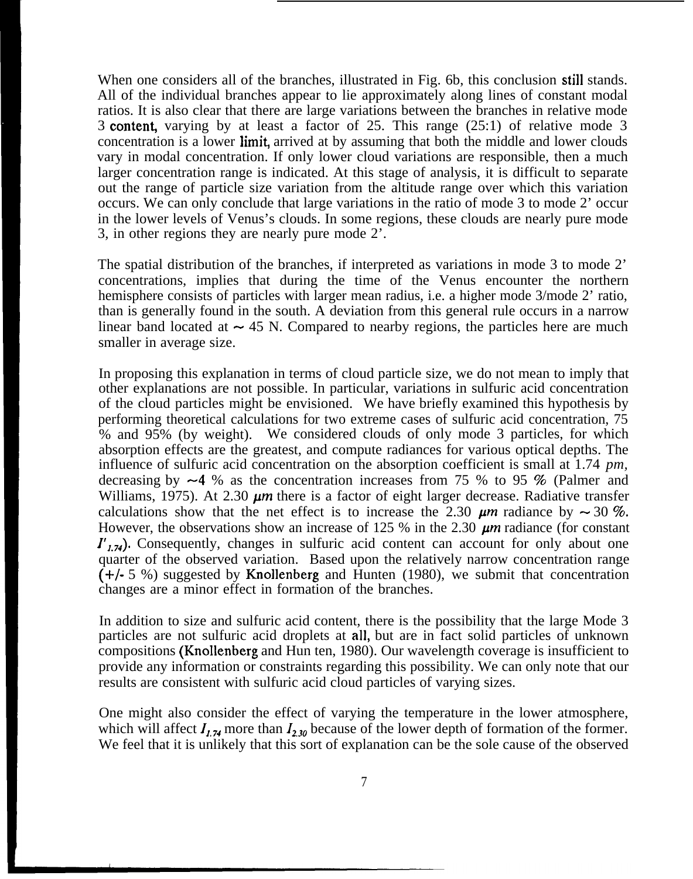When one considers all of the branches, illustrated in Fig. 6b, this conclusion still stands. All of the individual branches appear to lie approximately along lines of constant modal ratios. It is also clear that there are large variations between the branches in relative mode 3 content, varying by at least a factor of 25. This range (25:1) of relative mode 3 concentration is a lower limit, arrived at by assuming that both the middle and lower clouds vary in modal concentration. If only lower cloud variations are responsible, then a much larger concentration range is indicated. At this stage of analysis, it is difficult to separate out the range of particle size variation from the altitude range over which this variation occurs. We can only conclude that large variations in the ratio of mode 3 to mode 2' occur in the lower levels of Venus's clouds. In some regions, these clouds are nearly pure mode 3, in other regions they are nearly pure mode 2'.

The spatial distribution of the branches, if interpreted as variations in mode 3 to mode 2' concentrations, implies that during the time of the Venus encounter the northern hemisphere consists of particles with larger mean radius, i.e. a higher mode 3/mode 2' ratio, than is generally found in the south. A deviation from this general rule occurs in a narrow linear band located at ~ 45 N. Compared to nearby regions, the particles here are much smaller in average size.

In proposing this explanation in terms of cloud particle size, we do not mean to imply that other explanations are not possible. In particular, variations in sulfuric acid concentration of the cloud particles might be envisioned. We have briefly examined this hypothesis by performing theoretical calculations for two extreme cases of sulfuric acid concentration, 75 % and 95% (by weight). We considered clouds of only mode 3 particles, for which absorption effects are the greatest, and compute radiances for various optical depths. The influence of sulfuric acid concentration on the absorption coefficient is small at 1.74 *pm*, decreasing by ~4 % as the concentration increases from 75 % to 95 % (Palmer and Williams, 1975). At 2.30 $\mu m$ there is a factor of eight larger decrease. Radiative transfer calculations show that the net effect is to increase the 2.30 $\mu m$ radiance by ~ 30 %. However, the observations show an increase of 125 % in the 2.30 $\mu m$ radiance (for constant $I'_{1.74}$). Consequently, changes in sulfuric acid content can account for only about one quarter of the observed variation. Based upon the relatively narrow concentration range (+/- 5 %) suggested by Knollenberg and Hunten (1980), we submit that concentration changes are a minor effect in formation of the branches.

In addition to size and sulfuric acid content, there is the possibility that the large Mode 3 particles are not sulfuric acid droplets at all, but are in fact solid particles of unknown compositions (Knollenberg and Hun ten, 1980). Our wavelength coverage is insufficient to provide any information or constraints regarding this possibility. We can only note that our results are consistent with sulfuric acid cloud particles of varying sizes.

One might also consider the effect of varying the temperature in the lower atmosphere, which will affect $I_{1.74}$ more than $I_{2.30}$ because of the lower depth of formation of the former. We feel that it is unlikely that this sort of explanation can be the sole cause of the observed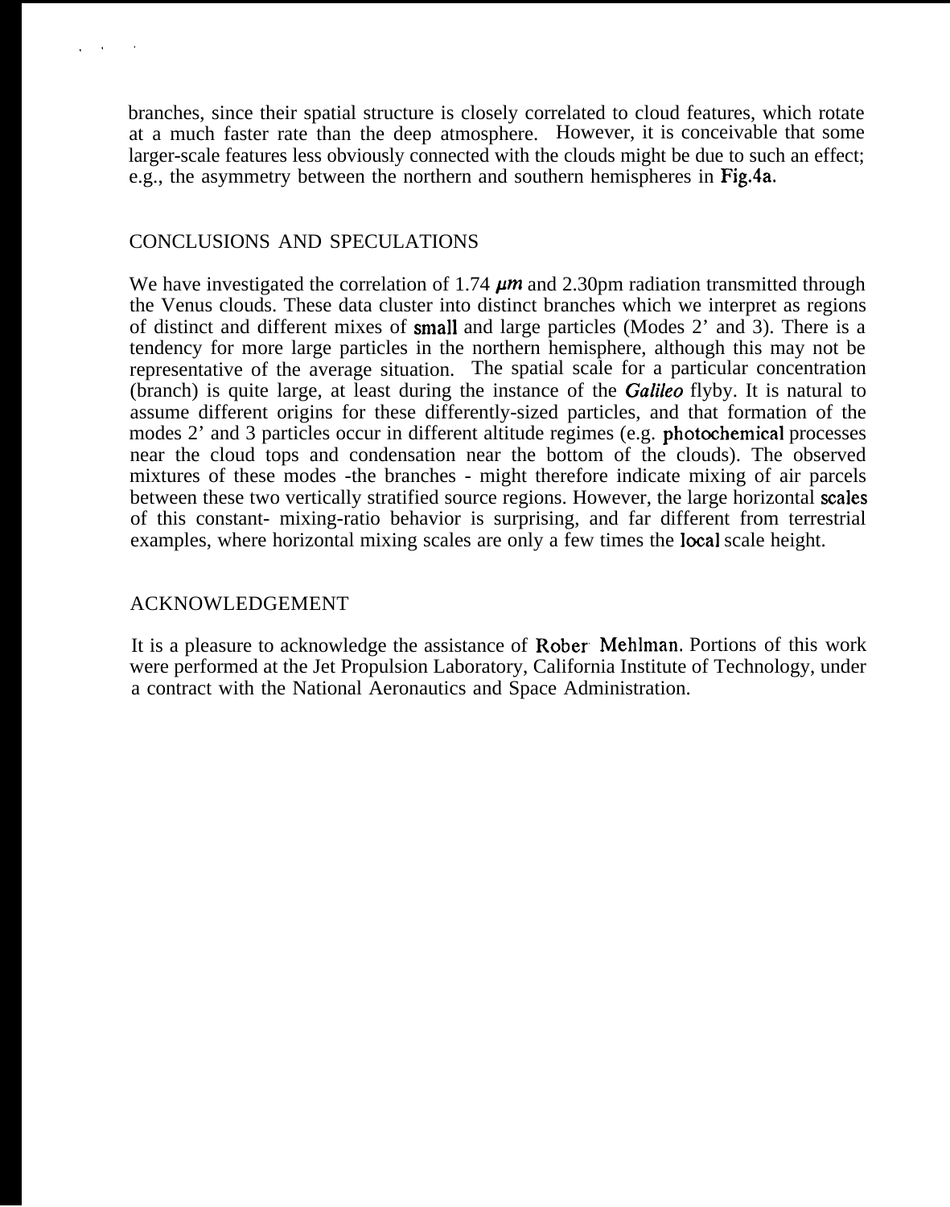branches, since their spatial structure is closely correlated to cloud features, which rotate at a much faster rate than the deep atmosphere. However, it is conceivable that some larger-scale features less obviously connected with the clouds might be due to such an effect; e.g., the asymmetry between the northern and southern hemispheres in **Fig.4a.**

## CONCLUSIONS AND SPECULATIONS

We have investigated the correlation of 1.74 $\mu m$ and 2.30pm radiation transmitted through the Venus clouds. These data cluster into distinct branches which we interpret as regions of distinct and different mixes of small and large particles (Modes 2' and 3). There is a tendency for more large particles in the northern hemisphere, although this may not be representative of the average situation. The spatial scale for a particular concentration (branch) is quite large, at least during the instance of the *Galileo* flyby. It is natural to assume different origins for these differently-sized particles, and that formation of the modes 2' and 3 particles occur in different altitude regimes (e.g. photochemical processes near the cloud tops and condensation near the bottom of the clouds). The observed mixtures of these modes -the branches - might therefore indicate mixing of air parcels between these two vertically stratified source regions. However, the large horizontal scales of this constant- mixing-ratio behavior is surprising, and far different from terrestrial examples, where horizontal mixing scales are only a few times the local scale height.

## ACKNOWLEDGEMENT

It is a pleasure to acknowledge the assistance of Rober Mehlman. Portions of this work were performed at the Jet Propulsion Laboratory, California Institute of Technology, under a contract with the National Aeronautics and Space Administration.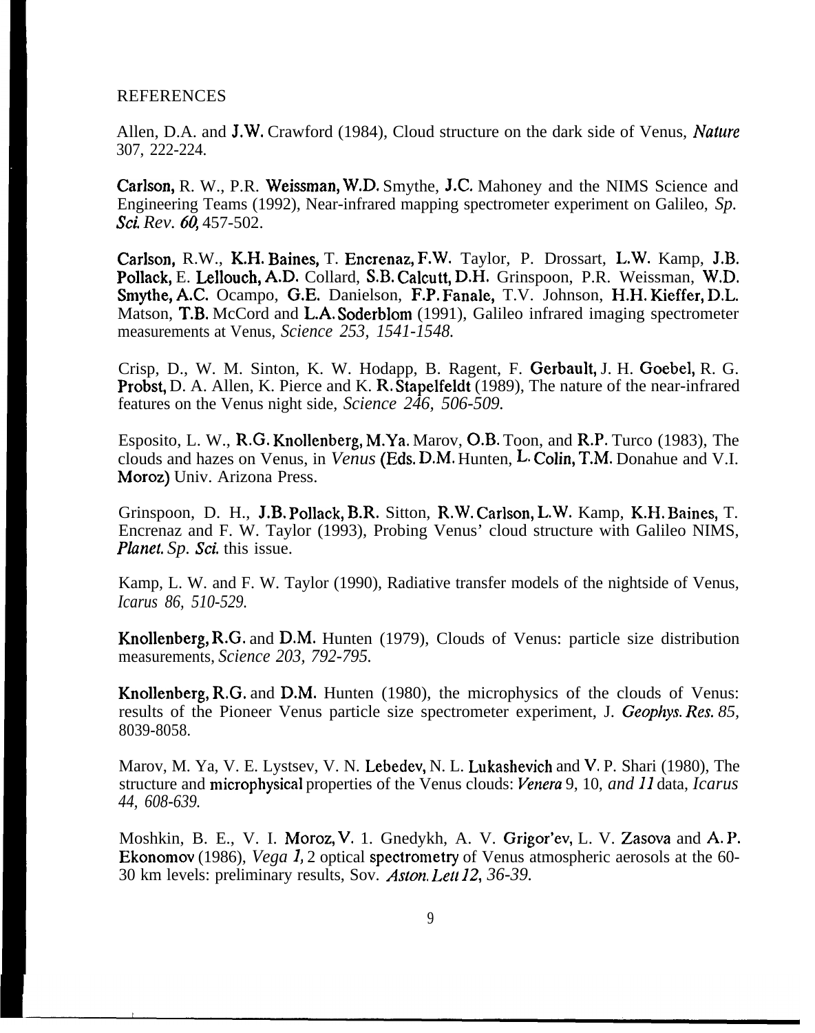REFERENCES

Allen, D.A. and J.W. Crawford (1984), Cloud structure on the dark side of Venus, *Nature* 307, 222-224.

Carlson, R. W., P.R. Weissman, W.D. Smythe, J.C. Mahoney and the NIMS Science and Engineering Teams (1992), Near-infrared mapping spectrometer experiment on Galileo, *Sp. Sci. Rev. 60,* 457-502.

Carlson, R.W., K.H. Baines, T. Encrenaz, F.W. Taylor, P. Drossart, L.W. Kamp, J.B. Pollack, E. Lellouch, A.D. Collard, S.B. Calcutt, D.H. Grinspoon, P.R. Weissman, W.D. Smythe, A.C. Ocampo, G.E. Danielson, F.P. Fanale, T.V. Johnson, H.H. Kieffer, D.L. Matson, T.B. McCord and L.A. Soderblom (1991), Galileo infrared imaging spectrometer measurements at Venus, *Science 253, 1541-1548.*

Crisp, D., W. M. Sinton, K. W. Hodapp, B. Ragent, F. Gerbault, J. H. Goebel, R. G. Probst, D. A. Allen, K. Pierce and K. R. Stapelfeldt (1989), The nature of the near-infrared features on the Venus night side, *Science 246, 506-509.*

Esposito, L. W., R.G. Knollenberg, M.Ya. Marov, O.B. Toon, and R.P. Turco (1983), The clouds and hazes on Venus, in *Venus* (Eds. D.M. Hunten, L. Colin, T.M. Donahue and V.I. Moroz) Univ. Arizona Press.

Grinspoon, D. H., J.B. Pollack, B.R. Sitton, R.W. Carlson, L.W. Kamp, K.H. Baines, T. Encrenaz and F. W. Taylor (1993), Probing Venus' cloud structure with Galileo NIMS, *Planet. Sp. Sci.* this issue.

Kamp, L. W. and F. W. Taylor (1990), Radiative transfer models of the nightside of Venus, *Icarus 86, 510-529.*

Knollenberg, R.G. and D.M. Hunten (1979), Clouds of Venus: particle size distribution measurements, *Science 203, 792-795.*

Knollenberg, R.G. and D.M. Hunten (1980), the microphysics of the clouds of Venus: results of the Pioneer Venus particle size spectrometer experiment, J. *Geophys. Res. 85,* 8039-8058.

Marov, M. Ya, V. E. Lystsev, V. N. Lebedev, N. L. Lukashevich and V. P. Shari (1980), The structure and microphysical properties of the Venus clouds: *Venera* 9, 10, *and 11* data, *Icarus 44, 608-639.*

Moshkin, B. E., V. I. Moroz, V. 1. Gnedykh, A. V. Grigor'ev, L. V. Zasova and A. P. Ekonomov (1986), *Vega 1,* 2 optical spectrometry of Venus atmospheric aerosols at the 60-30 km levels: preliminary results, Sov. *Aston. Lett 12, 36-39.*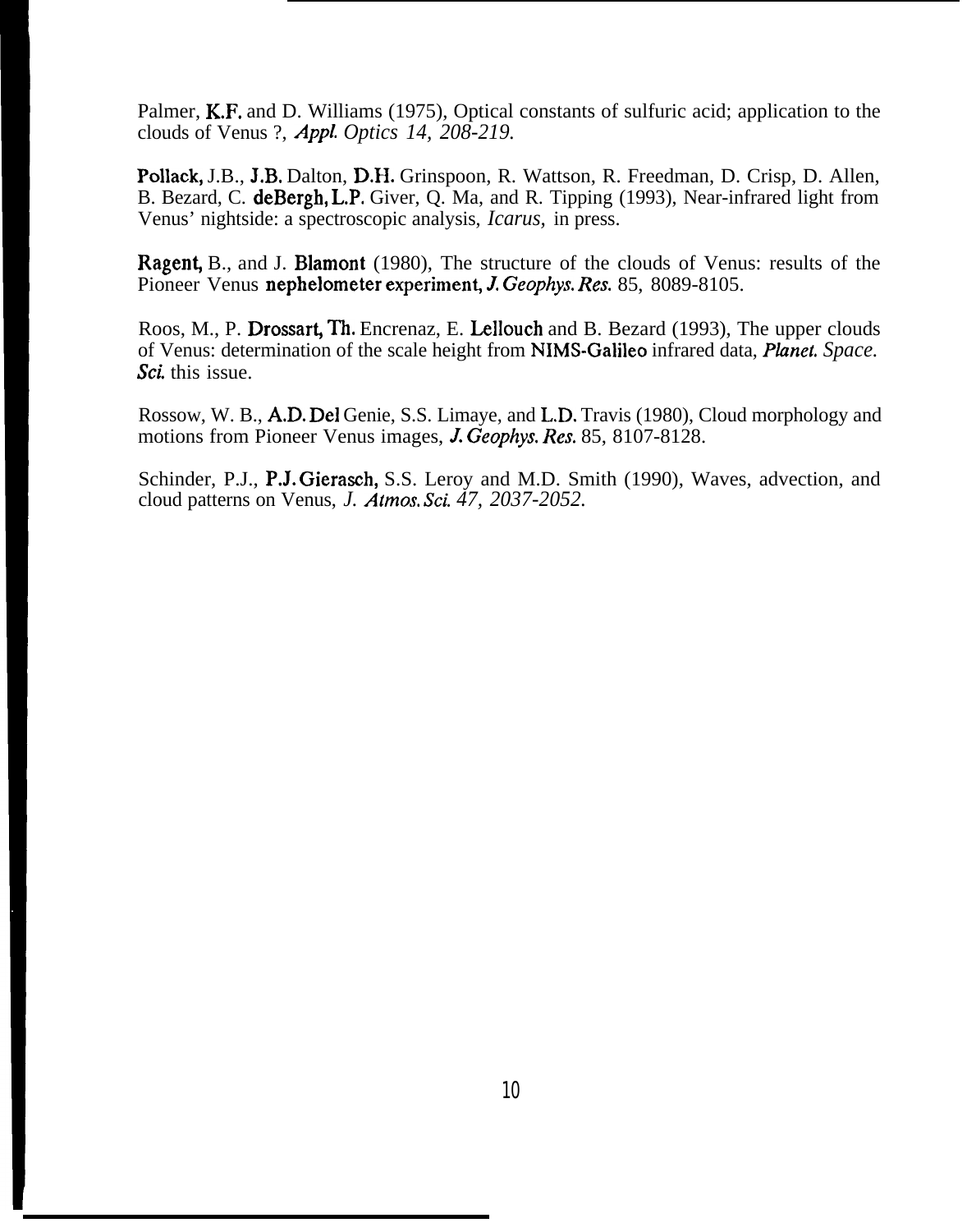Palmer, K.F. and D. Williams (1975), Optical constants of sulfuric acid; application to the clouds of Venus ?, *Appl. Optics 14, 208-219.*

Pollack, J.B., J.B. Dalton, D.H. Grinspoon, R. Wattson, R. Freedman, D. Crisp, D. Allen, B. Bezard, C. deBergh, L.P. Giver, Q. Ma, and R. Tipping (1993), Near-infrared light from Venus' nightside: a spectroscopic analysis, *Icarus,* in press.

Ragent, B., and J. Blamont (1980), The structure of the clouds of Venus: results of the Pioneer Venus nephelometer experiment, *J. Geophys. Res.* 85, 8089-8105.

Roos, M., P. Drossart, Th. Encrenaz, E. Lellouch and B. Bezard (1993), The upper clouds of Venus: determination of the scale height from NIMS-Galileo infrared data, *Planet. Space. Sci.* this issue.

Rossow, W. B., A.D. Del Genie, S.S. Limaye, and L.D. Travis (1980), Cloud morphology and motions from Pioneer Venus images, *J. Geophys. Res.* 85, 8107-8128.

Schinder, P.J., P.J. Gierasch, S.S. Leroy and M.D. Smith (1990), Waves, advection, and cloud patterns on Venus, *J. Atmos. Sci. 47, 2037-2052.*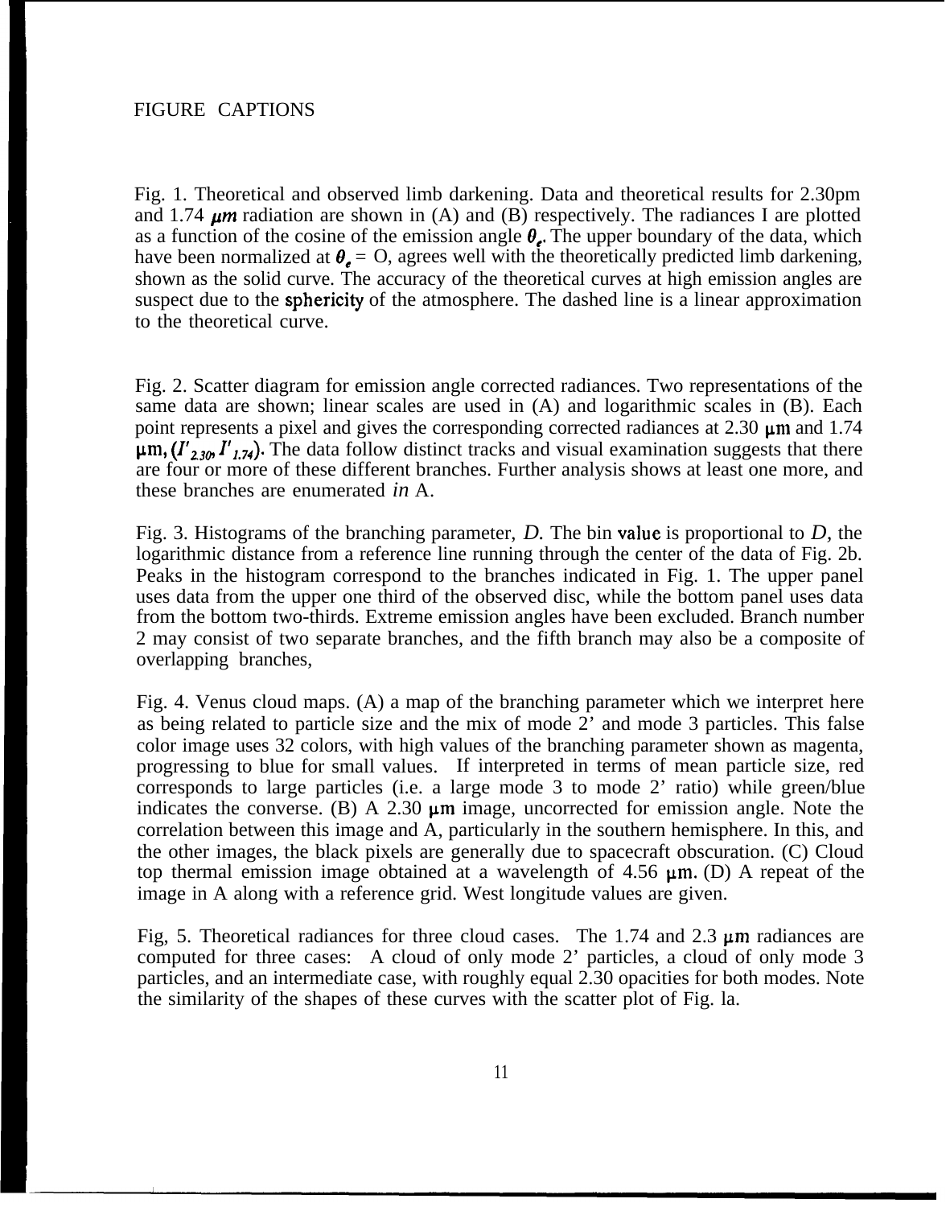FIGURE CAPTIONS

Fig. 1. Theoretical and observed limb darkening. Data and theoretical results for 2.30pm and 1.74 $\mu m$ radiation are shown in (A) and (B) respectively. The radiances I are plotted as a function of the cosine of the emission angle $\theta_e$. The upper boundary of the data, which have been normalized at $\theta_e$ = O, agrees well with the theoretically predicted limb darkening, shown as the solid curve. The accuracy of the theoretical curves at high emission angles are suspect due to the sphericity of the atmosphere. The dashed line is a linear approximation to the theoretical curve.

Fig. 2. Scatter diagram for emission angle corrected radiances. Two representations of the same data are shown; linear scales are used in (A) and logarithmic scales in (B). Each point represents a pixel and gives the corresponding corrected radiances at 2.30 μm and 1.74 μm, $(I'_{2.30}, I'_{1.74})$. The data follow distinct tracks and visual examination suggests that there are four or more of these different branches. Further analysis shows at least one more, and these branches are enumerated *in* A.

Fig. 3. Histograms of the branching parameter, *D.* The bin value is proportional to *D*, the logarithmic distance from a reference line running through the center of the data of Fig. 2b. Peaks in the histogram correspond to the branches indicated in Fig. 1. The upper panel uses data from the upper one third of the observed disc, while the bottom panel uses data from the bottom two-thirds. Extreme emission angles have been excluded. Branch number 2 may consist of two separate branches, and the fifth branch may also be a composite of overlapping branches,

Fig. 4. Venus cloud maps. (A) a map of the branching parameter which we interpret here as being related to particle size and the mix of mode 2' and mode 3 particles. This false color image uses 32 colors, with high values of the branching parameter shown as magenta, progressing to blue for small values. If interpreted in terms of mean particle size, red corresponds to large particles (i.e. a large mode 3 to mode 2' ratio) while green/blue indicates the converse. (B) A 2.30 μm image, uncorrected for emission angle. Note the correlation between this image and A, particularly in the southern hemisphere. In this, and the other images, the black pixels are generally due to spacecraft obscuration. (C) Cloud top thermal emission image obtained at a wavelength of 4.56 μm. (D) A repeat of the image in A along with a reference grid. West longitude values are given.

Fig, 5. Theoretical radiances for three cloud cases. The 1.74 and 2.3 μm radiances are computed for three cases: A cloud of only mode 2' particles, a cloud of only mode 3 particles, and an intermediate case, with roughly equal 2.30 opacities for both modes. Note the similarity of the shapes of these curves with the scatter plot of Fig. la.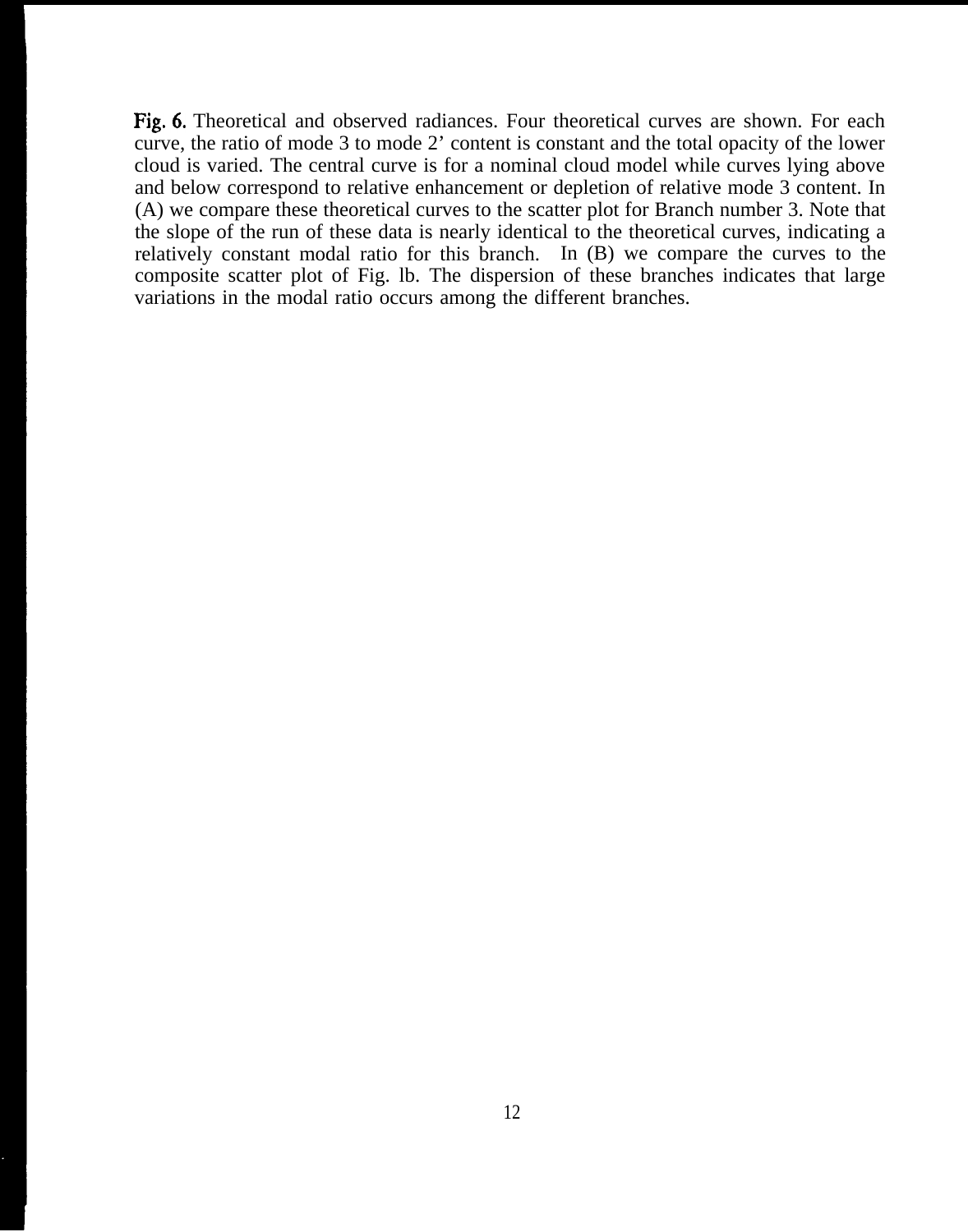**Fig. 6.** Theoretical and observed radiances. Four theoretical curves are shown. For each curve, the ratio of mode 3 to mode 2' content is constant and the total opacity of the lower cloud is varied. The central curve is for a nominal cloud model while curves lying above and below correspond to relative enhancement or depletion of relative mode 3 content. In (A) we compare these theoretical curves to the scatter plot for Branch number 3. Note that the slope of the run of these data is nearly identical to the theoretical curves, indicating a relatively constant modal ratio for this branch. In (B) we compare the curves to the composite scatter plot of Fig. lb. The dispersion of these branches indicates that large variations in the modal ratio occurs among the different branches.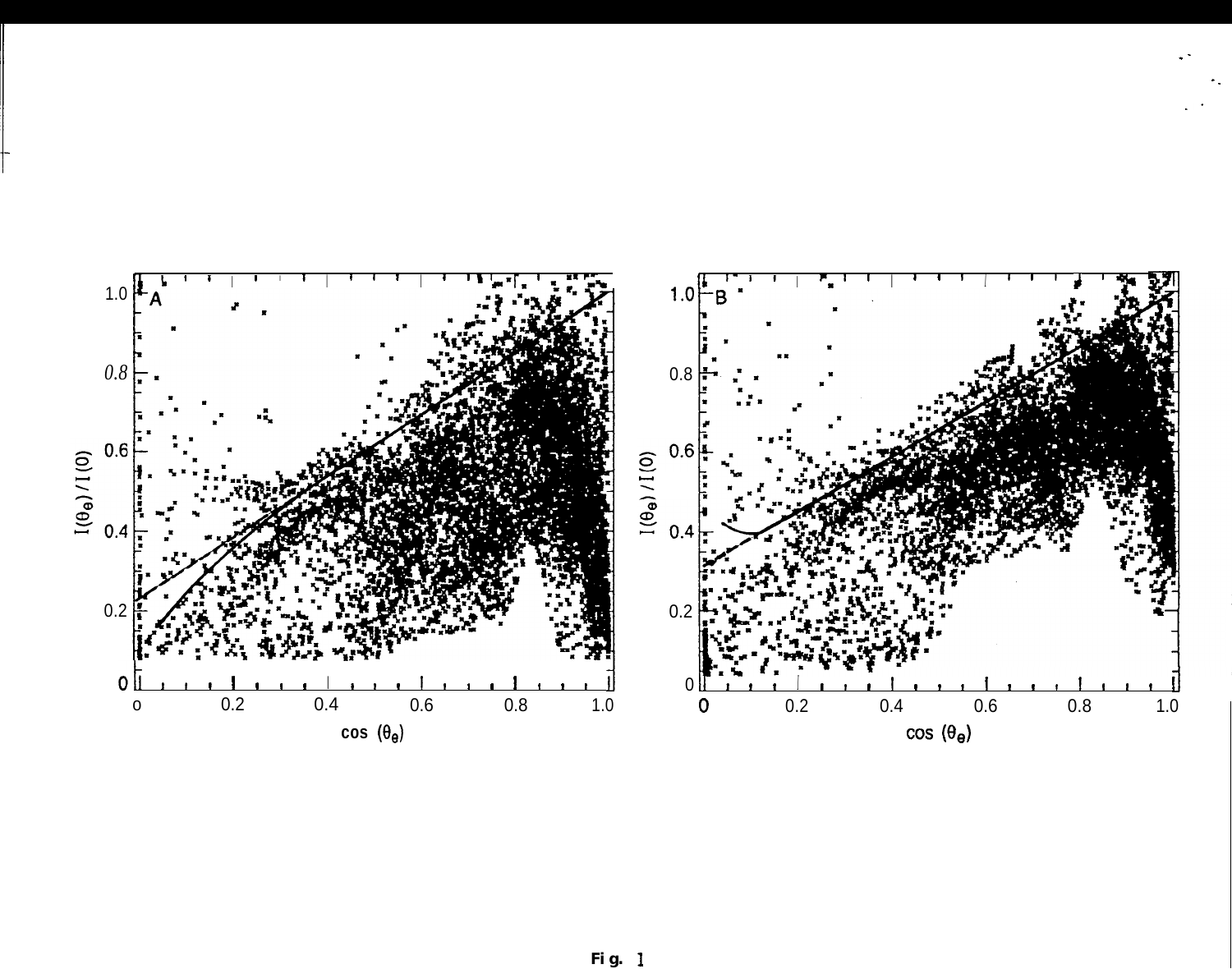Fig. 1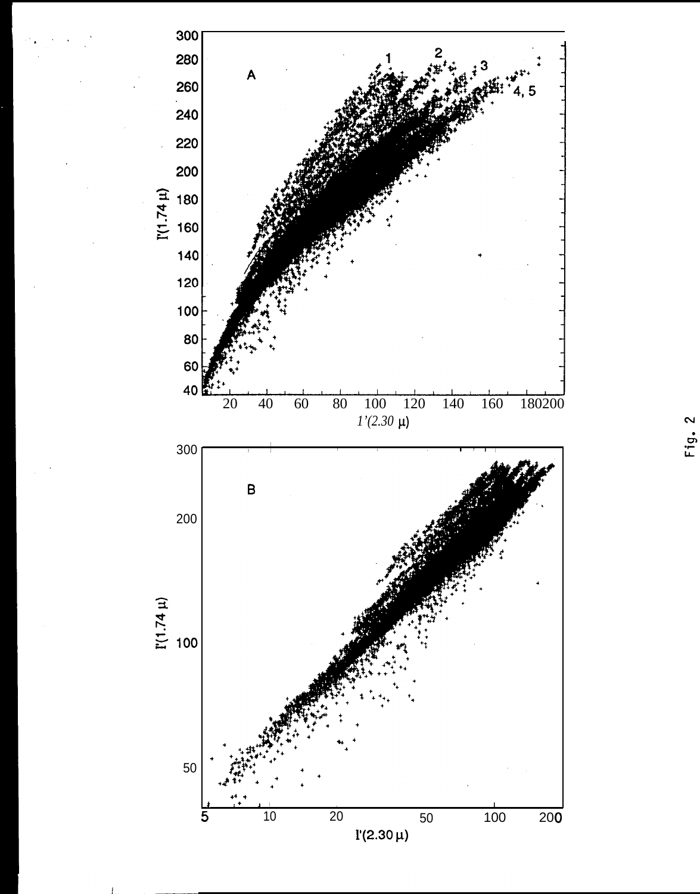Fig. 2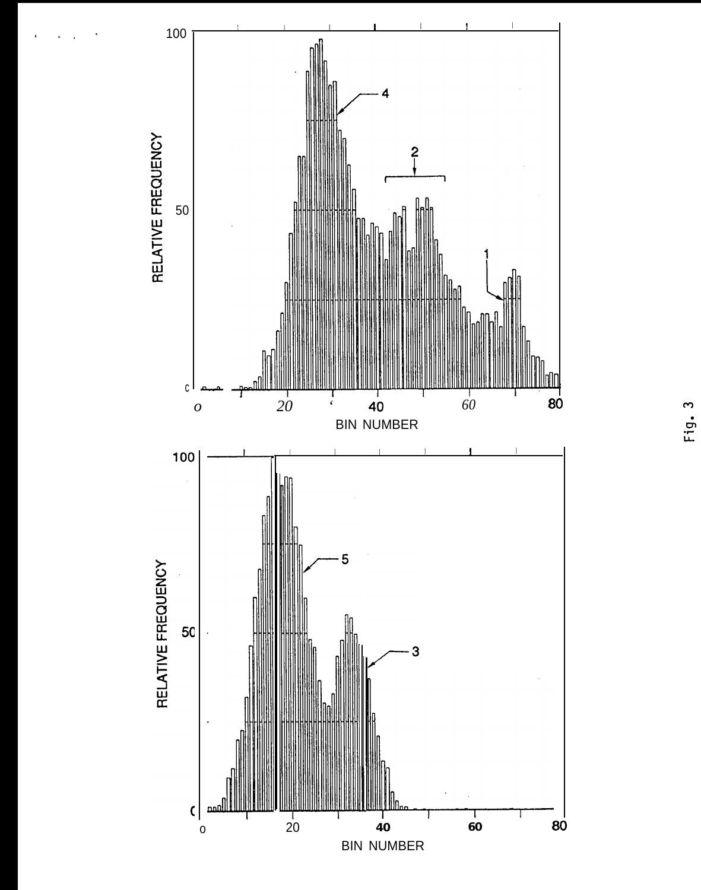Fig. 3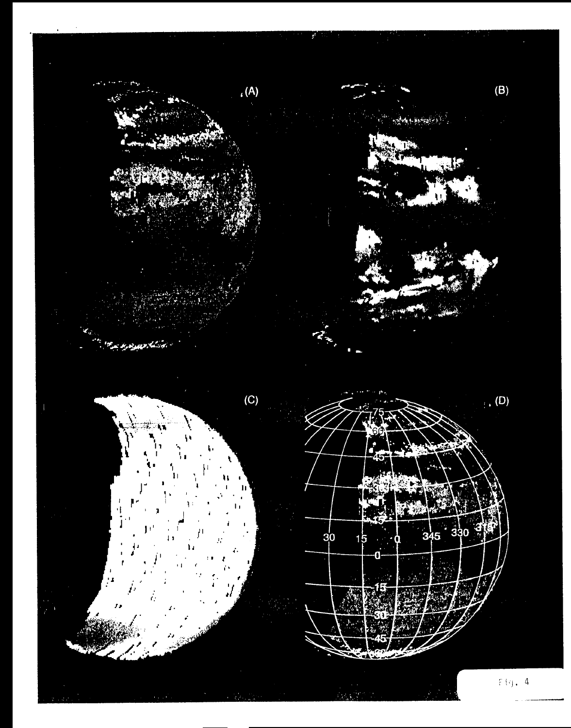Fig. 4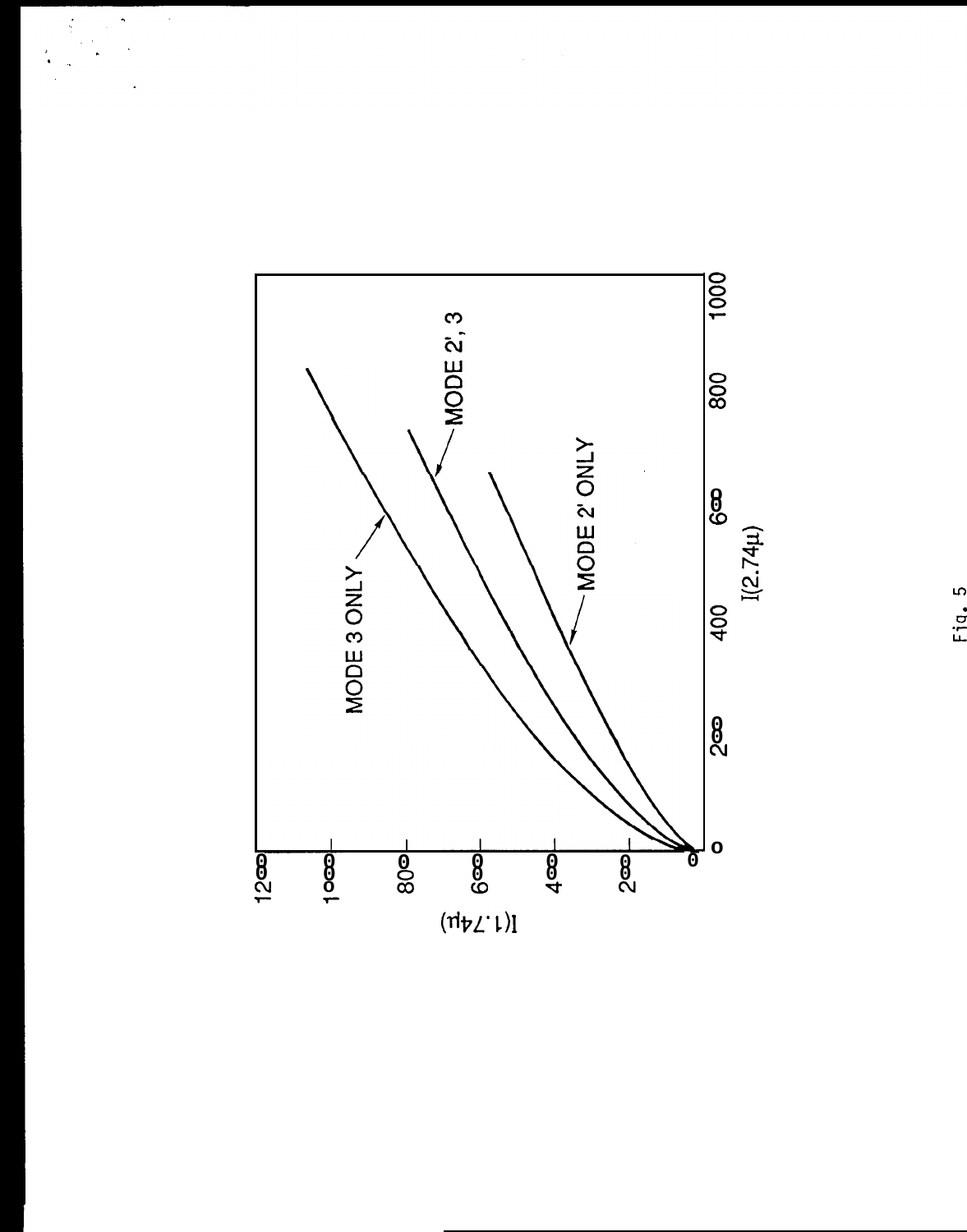MODE 3 ONLY

MODE 2', 3

MODE 2' ONLY

$I(1.74\mu)$

$I(2.74\mu)$

Fig. 5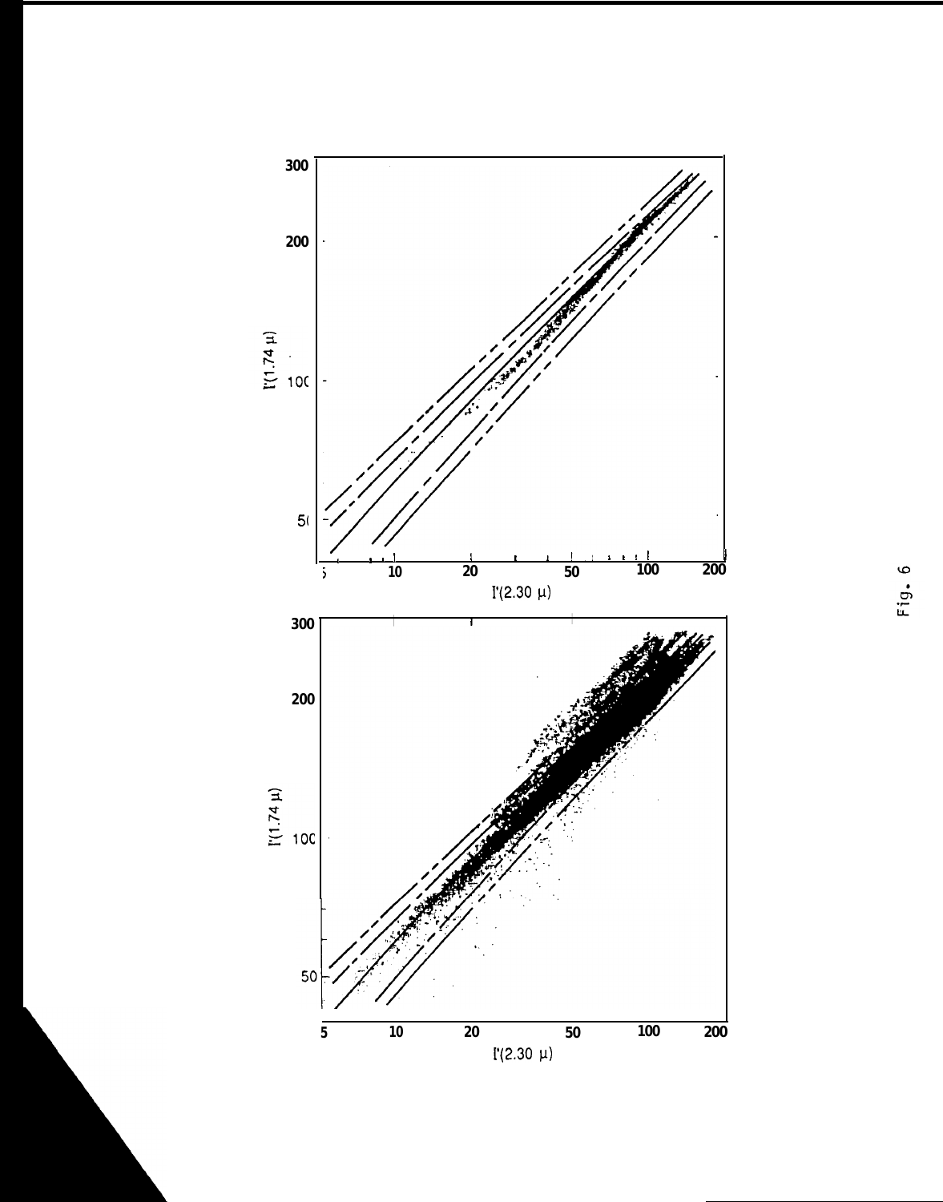300

200

I'(1.74 μ)

100

50

5

10

20

50

100

200

I'(2.30 μ)

300

200

I'(1.74 μ)

100

50

5

10

20

50

100

200

I'(2.30 μ)

Fig. 6